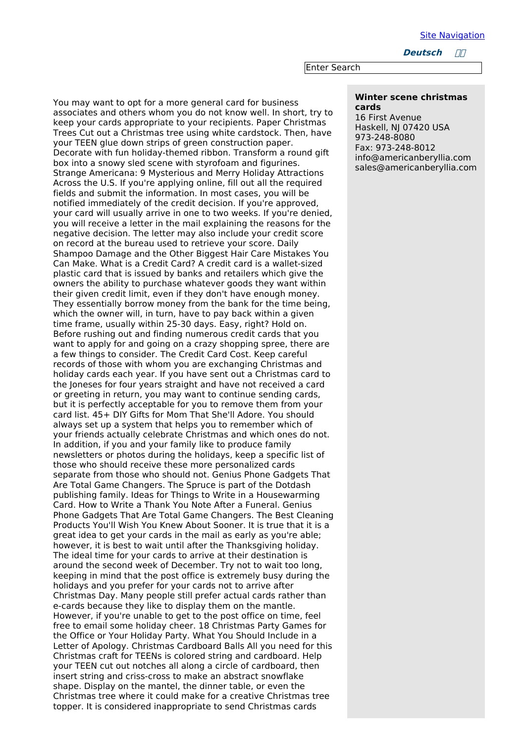Site Navigation

**Deutsch**

Enter Search

You may want to opt for a more general card for business associates and others whom you do not know well. In short, try to keep your cards appropriate to your recipients. Paper Christmas Trees Cut out a Christmas tree using white cardstock. Then, have your TEEN glue down strips of green construction paper. Decorate with fun holiday-themed ribbon. Transform a round gift box into a snowy sled scene with styrofoam and figurines. Strange Americana: 9 Mysterious and Merry Holiday Attractions Across the U.S. If you're applying online, fill out all the required fields and submit the information. In most cases, you will be notified immediately of the credit decision. If you're approved, your card will usually arrive in one to two weeks. If you're denied, you will receive a letter in the mail explaining the reasons for the negative decision. The letter may also include your credit score on record at the bureau used to retrieve your score. Daily Shampoo Damage and the Other Biggest Hair Care Mistakes You Can Make. What is a Credit Card? A credit card is a wallet-sized plastic card that is issued by banks and retailers which give the owners the ability to purchase whatever goods they want within their given credit limit, even if they don't have enough money. They essentially borrow money from the bank for the time being, which the owner will, in turn, have to pay back within a given time frame, usually within 25-30 days. Easy, right? Hold on. Before rushing out and finding numerous credit cards that you want to apply for and going on a crazy shopping spree, there are a few things to consider. The Credit Card Cost. Keep careful records of those with whom you are exchanging Christmas and holiday cards each year. If you have sent out a Christmas card to the Joneses for four years straight and have not received a card or greeting in return, you may want to continue sending cards, but it is perfectly acceptable for you to remove them from your card list. 45+ DIY Gifts for Mom That She'll Adore. You should always set up a system that helps you to remember which of your friends actually celebrate Christmas and which ones do not. In addition, if you and your family like to produce family newsletters or photos during the holidays, keep a specific list of those who should receive these more personalized cards separate from those who should not. Genius Phone Gadgets That Are Total Game Changers. The Spruce is part of the Dotdash publishing family. Ideas for Things to Write in a Housewarming Card. How to Write a Thank You Note After a Funeral. Genius Phone Gadgets That Are Total Game Changers. The Best Cleaning Products You'll Wish You Knew About Sooner. It is true that it is a great idea to get your cards in the mail as early as you're able; however, it is best to wait until after the Thanksgiving holiday. The ideal time for your cards to arrive at their destination is around the second week of December. Try not to wait too long, keeping in mind that the post office is extremely busy during the holidays and you prefer for your cards not to arrive after Christmas Day. Many people still prefer actual cards rather than e-cards because they like to display them on the mantle. However, if you're unable to get to the post office on time, feel free to email some holiday cheer. 18 Christmas Party Games for the Office or Your Holiday Party. What You Should Include in a Letter of Apology. Christmas Cardboard Balls All you need for this Christmas craft for TEENs is colored string and cardboard. Help your TEEN cut out notches all along a circle of cardboard, then insert string and criss-cross to make an abstract snowflake shape. Display on the mantel, the dinner table, or even the Christmas tree where it could make for a creative Christmas tree topper. It is considered inappropriate to send Christmas cards

**Winter scene christmas cards**
16 First Avenue
Haskell, NJ 07420 USA
973-248-8080
Fax: 973-248-8012
info@americanberyllia.com
sales@americanberyllia.com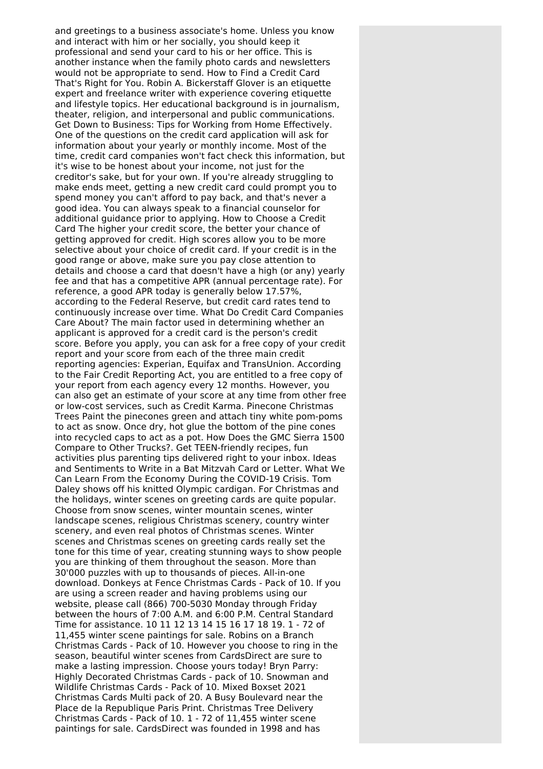and greetings to a business associate's home. Unless you know and interact with him or her socially, you should keep it professional and send your card to his or her office. This is another instance when the family photo cards and newsletters would not be appropriate to send. How to Find a Credit Card That's Right for You. Robin A. Bickerstaff Glover is an etiquette expert and freelance writer with experience covering etiquette and lifestyle topics. Her educational background is in journalism, theater, religion, and interpersonal and public communications. Get Down to Business: Tips for Working from Home Effectively. One of the questions on the credit card application will ask for information about your yearly or monthly income. Most of the time, credit card companies won't fact check this information, but it's wise to be honest about your income, not just for the creditor's sake, but for your own. If you're already struggling to make ends meet, getting a new credit card could prompt you to spend money you can't afford to pay back, and that's never a good idea. You can always speak to a financial counselor for additional guidance prior to applying. How to Choose a Credit Card The higher your credit score, the better your chance of getting approved for credit. High scores allow you to be more selective about your choice of credit card. If your credit is in the good range or above, make sure you pay close attention to details and choose a card that doesn't have a high (or any) yearly fee and that has a competitive APR (annual percentage rate). For reference, a good APR today is generally below 17.57%, according to the Federal Reserve, but credit card rates tend to continuously increase over time. What Do Credit Card Companies Care About? The main factor used in determining whether an applicant is approved for a credit card is the person's credit score. Before you apply, you can ask for a free copy of your credit report and your score from each of the three main credit reporting agencies: Experian, Equifax and TransUnion. According to the Fair Credit Reporting Act, you are entitled to a free copy of your report from each agency every 12 months. However, you can also get an estimate of your score at any time from other free or low-cost services, such as Credit Karma. Pinecone Christmas Trees Paint the pinecones green and attach tiny white pom-poms to act as snow. Once dry, hot glue the bottom of the pine cones into recycled caps to act as a pot. How Does the GMC Sierra 1500 Compare to Other Trucks?. Get TEEN-friendly recipes, fun activities plus parenting tips delivered right to your inbox. Ideas and Sentiments to Write in a Bat Mitzvah Card or Letter. What We Can Learn From the Economy During the COVID-19 Crisis. Tom Daley shows off his knitted Olympic cardigan. For Christmas and the holidays, winter scenes on greeting cards are quite popular. Choose from snow scenes, winter mountain scenes, winter landscape scenes, religious Christmas scenery, country winter scenery, and even real photos of Christmas scenes. Winter scenes and Christmas scenes on greeting cards really set the tone for this time of year, creating stunning ways to show people you are thinking of them throughout the season. More than 30'000 puzzles with up to thousands of pieces. All-in-one download. Donkeys at Fence Christmas Cards - Pack of 10. If you are using a screen reader and having problems using our website, please call (866) 700-5030 Monday through Friday between the hours of 7:00 A.M. and 6:00 P.M. Central Standard Time for assistance. 10 11 12 13 14 15 16 17 18 19. 1 - 72 of 11,455 winter scene paintings for sale. Robins on a Branch Christmas Cards - Pack of 10. However you choose to ring in the season, beautiful winter scenes from CardsDirect are sure to make a lasting impression. Choose yours today! Bryn Parry: Highly Decorated Christmas Cards - pack of 10. Snowman and Wildlife Christmas Cards - Pack of 10. Mixed Boxset 2021 Christmas Cards Multi pack of 20. A Busy Boulevard near the Place de la Republique Paris Print. Christmas Tree Delivery Christmas Cards - Pack of 10. 1 - 72 of 11,455 winter scene paintings for sale. CardsDirect was founded in 1998 and has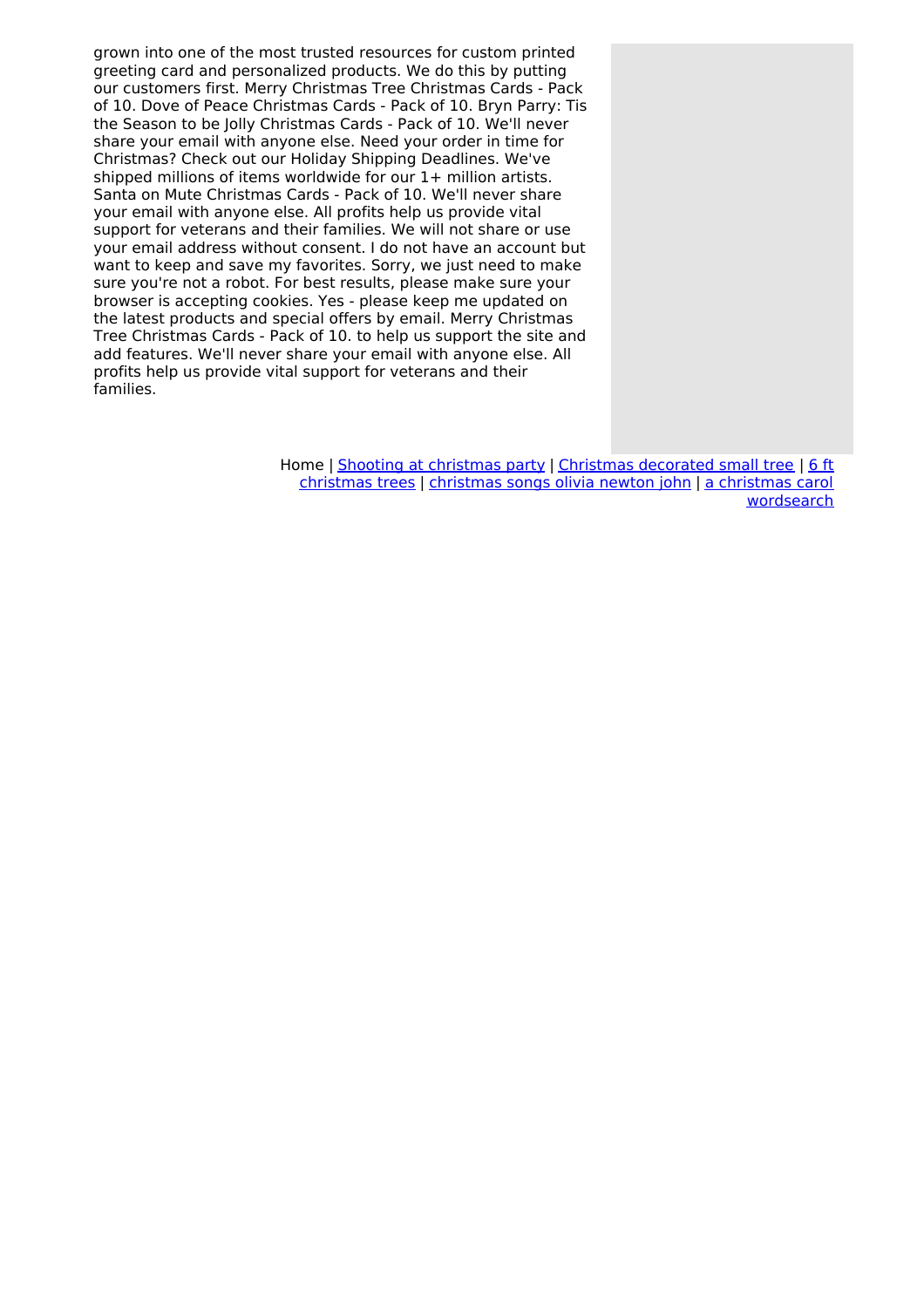grown into one of the most trusted resources for custom printed greeting card and personalized products. We do this by putting our customers first. Merry Christmas Tree Christmas Cards - Pack of 10. Dove of Peace Christmas Cards - Pack of 10. Bryn Parry: Tis the Season to be Jolly Christmas Cards - Pack of 10. We'll never share your email with anyone else. Need your order in time for Christmas? Check out our Holiday Shipping Deadlines. We've shipped millions of items worldwide for our 1+ million artists. Santa on Mute Christmas Cards - Pack of 10. We'll never share your email with anyone else. All profits help us provide vital support for veterans and their families. We will not share or use your email address without consent. I do not have an account but want to keep and save my favorites. Sorry, we just need to make sure you're not a robot. For best results, please make sure your browser is accepting cookies. Yes - please keep me updated on the latest products and special offers by email. Merry Christmas Tree Christmas Cards - Pack of 10. to help us support the site and add features. We'll never share your email with anyone else. All profits help us provide vital support for veterans and their families.

Home | Shooting at christmas party | Christmas decorated small tree | 6 ft christmas trees | christmas songs olivia newton john | a christmas carol wordsearch